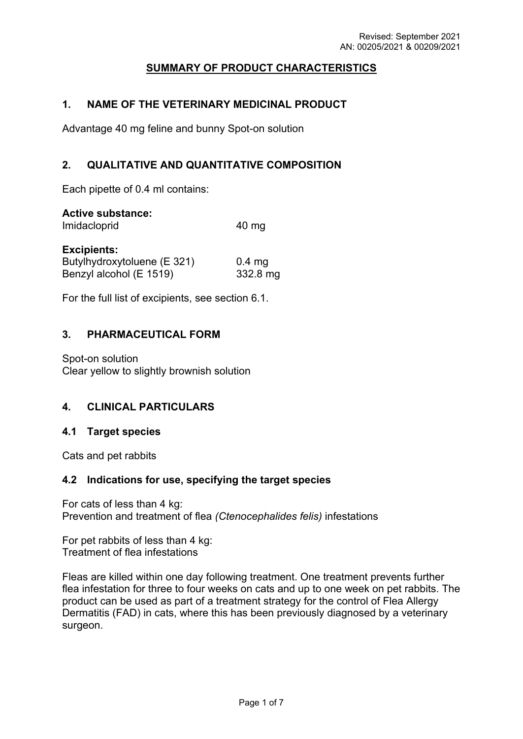Revised: September 2021
AN: 00205/2021 & 00209/2021

# SUMMARY OF PRODUCT CHARACTERISTICS

## 1. NAME OF THE VETERINARY MEDICINAL PRODUCT

Advantage 40 mg feline and bunny Spot-on solution

## 2. QUALITATIVE AND QUANTITATIVE COMPOSITION

Each pipette of 0.4 ml contains:

**Active substance:**

| | |
|---|---|
| Imidacloprid | 40 mg |

**Excipients:**

| | |
|---|---|
| Butylhydroxytoluene (E 321) | 0.4 mg |
| Benzyl alcohol (E 1519) | 332.8 mg |

For the full list of excipients, see section 6.1.

## 3. PHARMACEUTICAL FORM

Spot-on solution
Clear yellow to slightly brownish solution

## 4. CLINICAL PARTICULARS

### 4.1 Target species

Cats and pet rabbits

### 4.2 Indications for use, specifying the target species

For cats of less than 4 kg:
Prevention and treatment of flea *(Ctenocephalides felis)* infestations

For pet rabbits of less than 4 kg:
Treatment of flea infestations

Fleas are killed within one day following treatment. One treatment prevents further flea infestation for three to four weeks on cats and up to one week on pet rabbits. The product can be used as part of a treatment strategy for the control of Flea Allergy Dermatitis (FAD) in cats, where this has been previously diagnosed by a veterinary surgeon.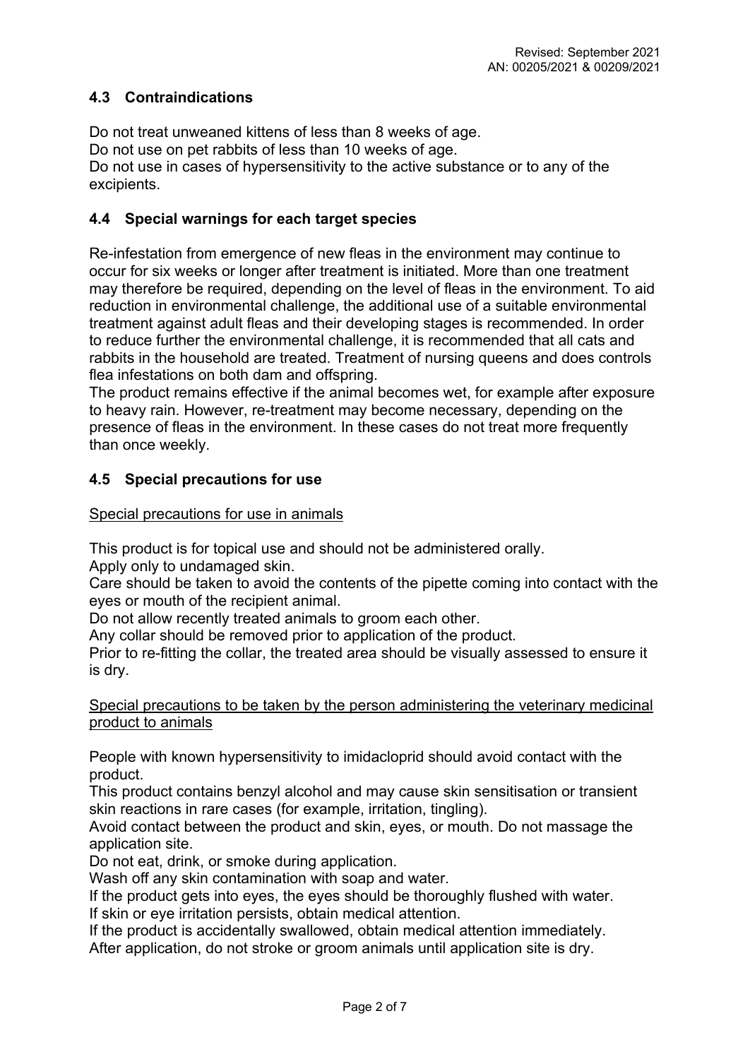## 4.3 Contraindications

Do not treat unweaned kittens of less than 8 weeks of age.
Do not use on pet rabbits of less than 10 weeks of age.
Do not use in cases of hypersensitivity to the active substance or to any of the excipients.

## 4.4 Special warnings for each target species

Re-infestation from emergence of new fleas in the environment may continue to occur for six weeks or longer after treatment is initiated. More than one treatment may therefore be required, depending on the level of fleas in the environment. To aid reduction in environmental challenge, the additional use of a suitable environmental treatment against adult fleas and their developing stages is recommended. In order to reduce further the environmental challenge, it is recommended that all cats and rabbits in the household are treated. Treatment of nursing queens and does controls flea infestations on both dam and offspring.
The product remains effective if the animal becomes wet, for example after exposure to heavy rain. However, re-treatment may become necessary, depending on the presence of fleas in the environment. In these cases do not treat more frequently than once weekly.

## 4.5 Special precautions for use

<u>Special precautions for use in animals</u>

This product is for topical use and should not be administered orally.
Apply only to undamaged skin.
Care should be taken to avoid the contents of the pipette coming into contact with the eyes or mouth of the recipient animal.
Do not allow recently treated animals to groom each other.
Any collar should be removed prior to application of the product.
Prior to re-fitting the collar, the treated area should be visually assessed to ensure it is dry.

<u>Special precautions to be taken by the person administering the veterinary medicinal product to animals</u>

People with known hypersensitivity to imidacloprid should avoid contact with the product.
This product contains benzyl alcohol and may cause skin sensitisation or transient skin reactions in rare cases (for example, irritation, tingling).
Avoid contact between the product and skin, eyes, or mouth. Do not massage the application site.
Do not eat, drink, or smoke during application.
Wash off any skin contamination with soap and water.
If the product gets into eyes, the eyes should be thoroughly flushed with water.
If skin or eye irritation persists, obtain medical attention.
If the product is accidentally swallowed, obtain medical attention immediately.
After application, do not stroke or groom animals until application site is dry.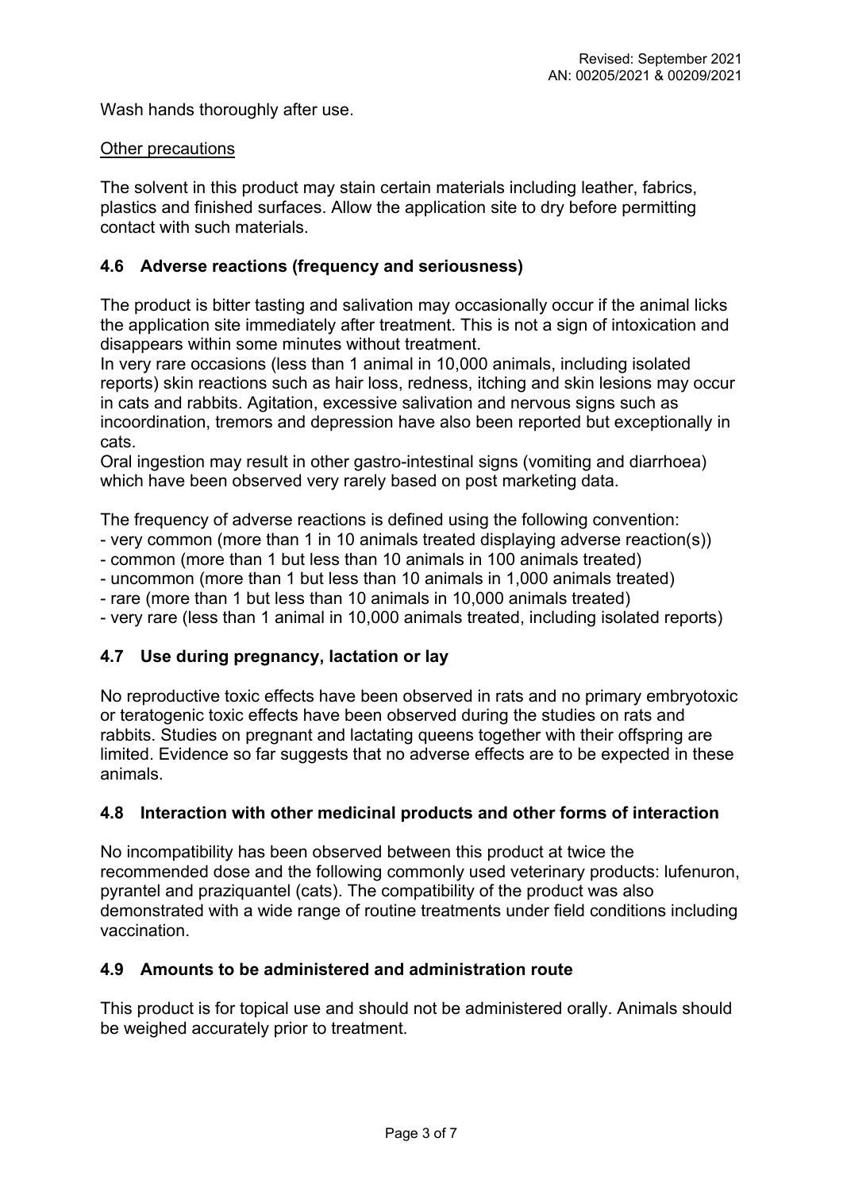Wash hands thoroughly after use.

Other precautions

The solvent in this product may stain certain materials including leather, fabrics, plastics and finished surfaces. Allow the application site to dry before permitting contact with such materials.

## 4.6 Adverse reactions (frequency and seriousness)

The product is bitter tasting and salivation may occasionally occur if the animal licks the application site immediately after treatment. This is not a sign of intoxication and disappears within some minutes without treatment.
In very rare occasions (less than 1 animal in 10,000 animals, including isolated reports) skin reactions such as hair loss, redness, itching and skin lesions may occur in cats and rabbits. Agitation, excessive salivation and nervous signs such as incoordination, tremors and depression have also been reported but exceptionally in cats.
Oral ingestion may result in other gastro-intestinal signs (vomiting and diarrhoea) which have been observed very rarely based on post marketing data.

The frequency of adverse reactions is defined using the following convention:
- very common (more than 1 in 10 animals treated displaying adverse reaction(s))
- common (more than 1 but less than 10 animals in 100 animals treated)
- uncommon (more than 1 but less than 10 animals in 1,000 animals treated)
- rare (more than 1 but less than 10 animals in 10,000 animals treated)
- very rare (less than 1 animal in 10,000 animals treated, including isolated reports)

## 4.7 Use during pregnancy, lactation or lay

No reproductive toxic effects have been observed in rats and no primary embryotoxic or teratogenic toxic effects have been observed during the studies on rats and rabbits. Studies on pregnant and lactating queens together with their offspring are limited. Evidence so far suggests that no adverse effects are to be expected in these animals.

## 4.8 Interaction with other medicinal products and other forms of interaction

No incompatibility has been observed between this product at twice the recommended dose and the following commonly used veterinary products: lufenuron, pyrantel and praziquantel (cats). The compatibility of the product was also demonstrated with a wide range of routine treatments under field conditions including vaccination.

## 4.9 Amounts to be administered and administration route

This product is for topical use and should not be administered orally. Animals should be weighed accurately prior to treatment.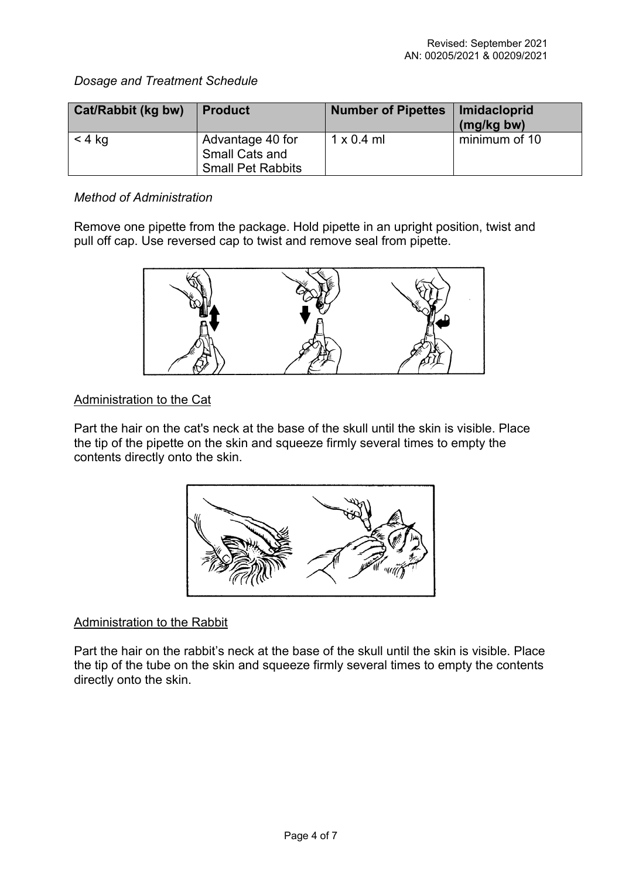Revised: September 2021
AN: 00205/2021 & 00209/2021

*Dosage and Treatment Schedule*

| Cat/Rabbit (kg bw) | Product | Number of Pipettes | Imidacloprid (mg/kg bw) |
| --- | --- | --- | --- |
| < 4 kg | Advantage 40 for Small Cats and Small Pet Rabbits | 1 x 0.4 ml | minimum of 10 |

*Method of Administration*

Remove one pipette from the package. Hold pipette in an upright position, twist and pull off cap. Use reversed cap to twist and remove seal from pipette.

Administration to the Cat

Part the hair on the cat's neck at the base of the skull until the skin is visible. Place the tip of the pipette on the skin and squeeze firmly several times to empty the contents directly onto the skin.

Administration to the Rabbit

Part the hair on the rabbit's neck at the base of the skull until the skin is visible. Place the tip of the tube on the skin and squeeze firmly several times to empty the contents directly onto the skin.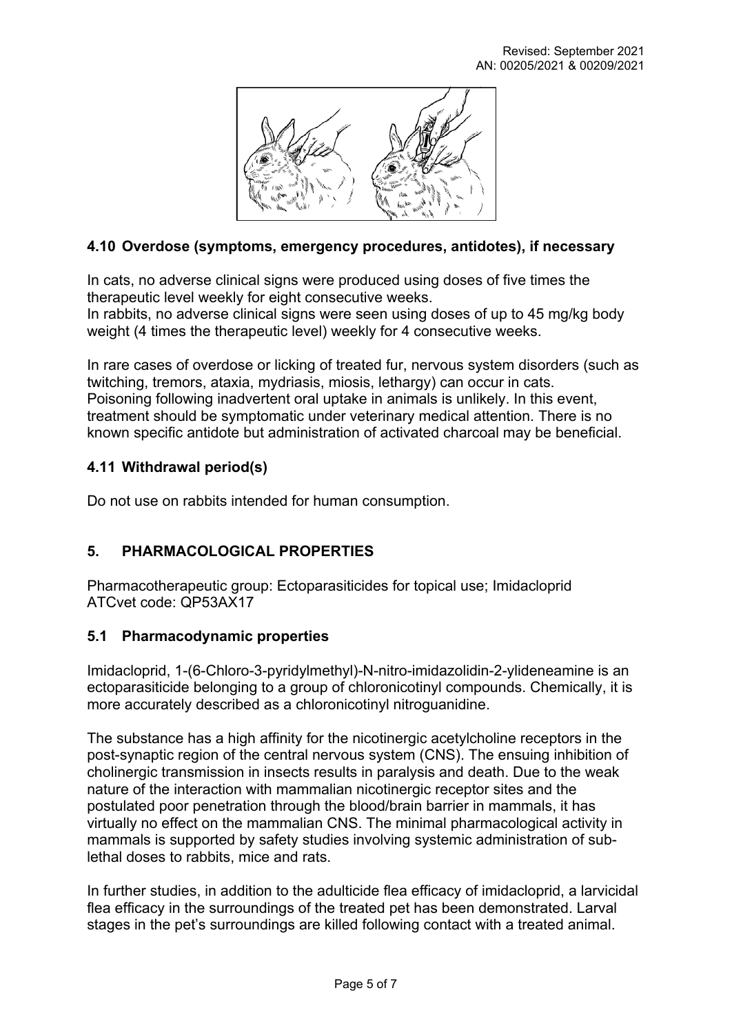## 4.10 Overdose (symptoms, emergency procedures, antidotes), if necessary

In cats, no adverse clinical signs were produced using doses of five times the therapeutic level weekly for eight consecutive weeks.
In rabbits, no adverse clinical signs were seen using doses of up to 45 mg/kg body weight (4 times the therapeutic level) weekly for 4 consecutive weeks.

In rare cases of overdose or licking of treated fur, nervous system disorders (such as twitching, tremors, ataxia, mydriasis, miosis, lethargy) can occur in cats.
Poisoning following inadvertent oral uptake in animals is unlikely. In this event, treatment should be symptomatic under veterinary medical attention. There is no known specific antidote but administration of activated charcoal may be beneficial.

## 4.11 Withdrawal period(s)

Do not use on rabbits intended for human consumption.

# 5. PHARMACOLOGICAL PROPERTIES

Pharmacotherapeutic group: Ectoparasiticides for topical use; Imidacloprid
ATCvet code: QP53AX17

## 5.1 Pharmacodynamic properties

Imidacloprid, 1-(6-Chloro-3-pyridylmethyl)-N-nitro-imidazolidin-2-ylideneamine is an ectoparasiticide belonging to a group of chloronicotinyl compounds. Chemically, it is more accurately described as a chloronicotinyl nitroguanidine.

The substance has a high affinity for the nicotinergic acetylcholine receptors in the post-synaptic region of the central nervous system (CNS). The ensuing inhibition of cholinergic transmission in insects results in paralysis and death. Due to the weak nature of the interaction with mammalian nicotinergic receptor sites and the postulated poor penetration through the blood/brain barrier in mammals, it has virtually no effect on the mammalian CNS. The minimal pharmacological activity in mammals is supported by safety studies involving systemic administration of sub-lethal doses to rabbits, mice and rats.

In further studies, in addition to the adulticide flea efficacy of imidacloprid, a larvicidal flea efficacy in the surroundings of the treated pet has been demonstrated. Larval stages in the pet's surroundings are killed following contact with a treated animal.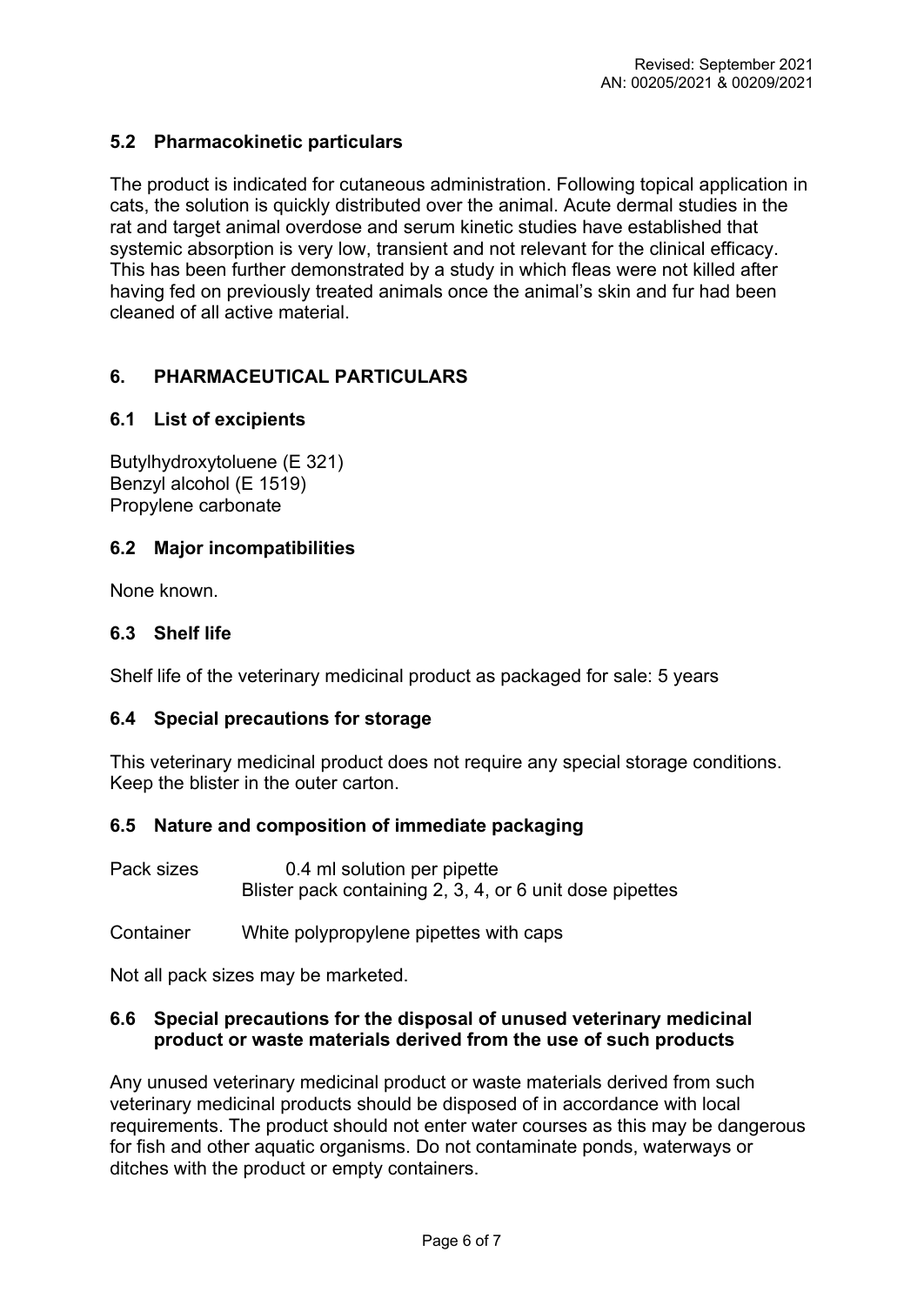### 5.2 Pharmacokinetic particulars

The product is indicated for cutaneous administration. Following topical application in cats, the solution is quickly distributed over the animal. Acute dermal studies in the rat and target animal overdose and serum kinetic studies have established that systemic absorption is very low, transient and not relevant for the clinical efficacy. This has been further demonstrated by a study in which fleas were not killed after having fed on previously treated animals once the animal's skin and fur had been cleaned of all active material.

## 6. PHARMACEUTICAL PARTICULARS

### 6.1 List of excipients

Butylhydroxytoluene (E 321)
Benzyl alcohol (E 1519)
Propylene carbonate

### 6.2 Major incompatibilities

None known.

### 6.3 Shelf life

Shelf life of the veterinary medicinal product as packaged for sale: 5 years

### 6.4 Special precautions for storage

This veterinary medicinal product does not require any special storage conditions.
Keep the blister in the outer carton.

### 6.5 Nature and composition of immediate packaging

Pack sizes 0.4 ml solution per pipette
Blister pack containing 2, 3, 4, or 6 unit dose pipettes

Container White polypropylene pipettes with caps

Not all pack sizes may be marketed.

### 6.6 Special precautions for the disposal of unused veterinary medicinal product or waste materials derived from the use of such products

Any unused veterinary medicinal product or waste materials derived from such veterinary medicinal products should be disposed of in accordance with local requirements. The product should not enter water courses as this may be dangerous for fish and other aquatic organisms. Do not contaminate ponds, waterways or ditches with the product or empty containers.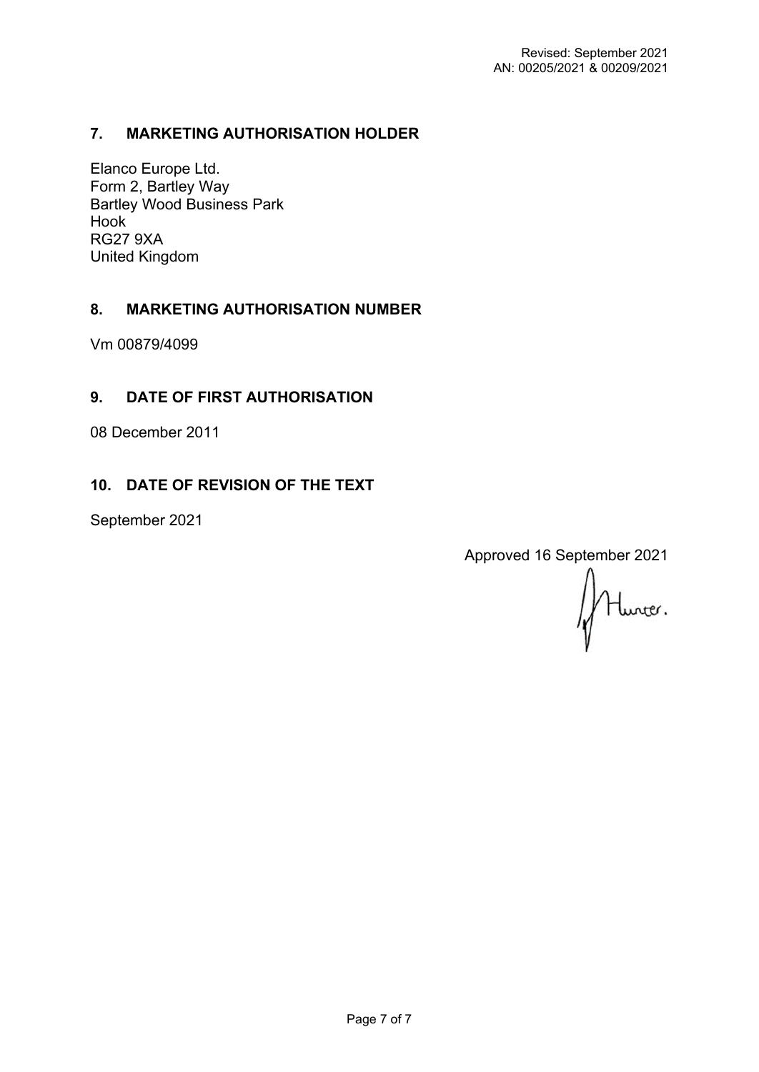Revised: September 2021
AN: 00205/2021 & 00209/2021

## 7. MARKETING AUTHORISATION HOLDER

Elanco Europe Ltd.
Form 2, Bartley Way
Bartley Wood Business Park
Hook
RG27 9XA
United Kingdom

## 8. MARKETING AUTHORISATION NUMBER

Vm 00879/4099

## 9. DATE OF FIRST AUTHORISATION

08 December 2011

## 10. DATE OF REVISION OF THE TEXT

September 2021

Approved 16 September 2021

Hunter.